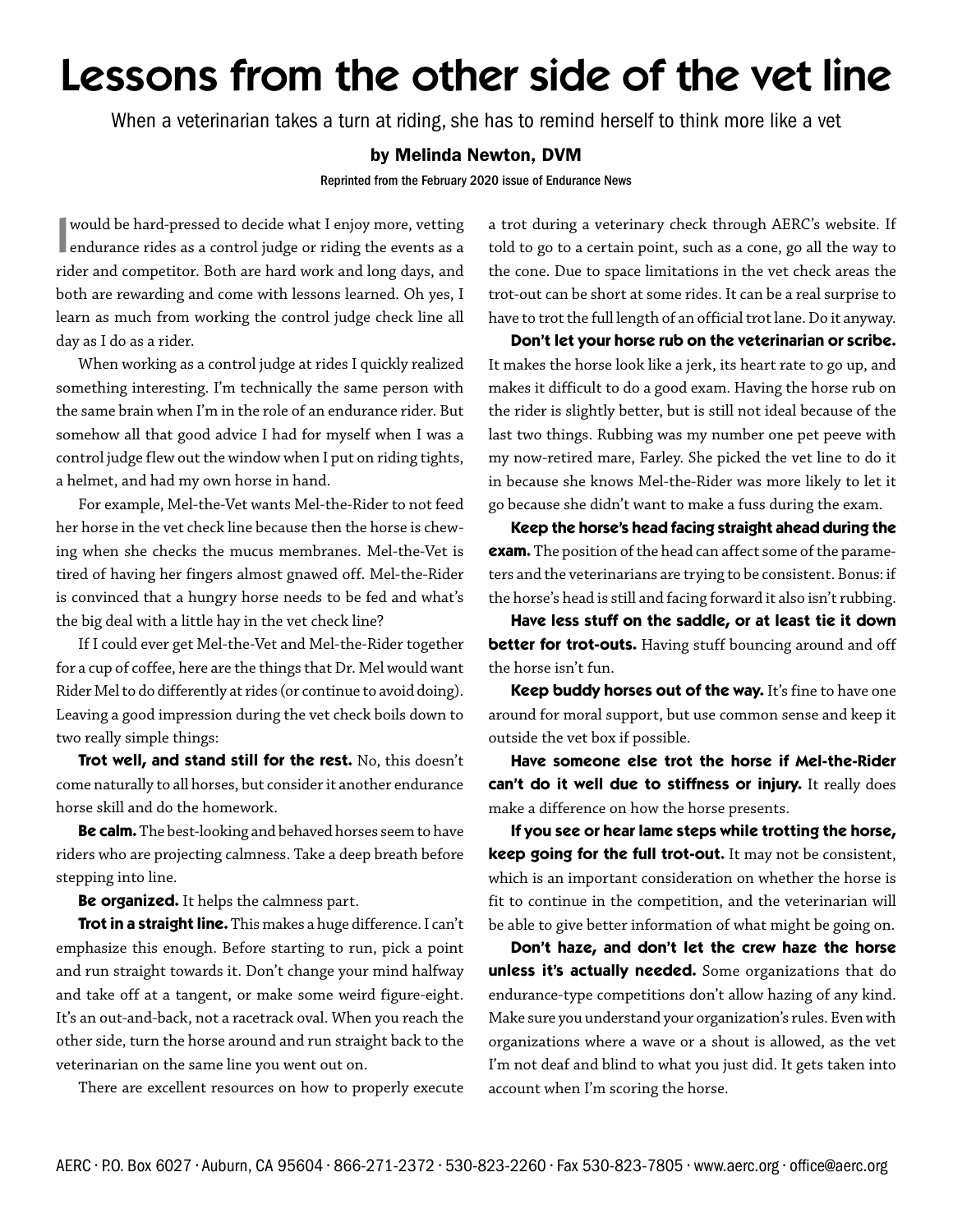# Lessons from the other side of the vet line

When a veterinarian takes a turn at riding, she has to remind herself to think more like a vet

**by Melinda Newton, DVM**

Reprinted from the February 2020 issue of Endurance News

I would be hard-pressed to decide what I enjoy more, vetting endurance rides as a control judge or riding the events as a rider and competitor. Both are hard work and long days, and both are rewarding and come with lessons learned. Oh yes, I learn as much from working the control judge check line all day as I do as a rider.

When working as a control judge at rides I quickly realized something interesting. I'm technically the same person with the same brain when I'm in the role of an endurance rider. But somehow all that good advice I had for myself when I was a control judge flew out the window when I put on riding tights, a helmet, and had my own horse in hand.

For example, Mel-the-Vet wants Mel-the-Rider to not feed her horse in the vet check line because then the horse is chewing when she checks the mucus membranes. Mel-the-Vet is tired of having her fingers almost gnawed off. Mel-the-Rider is convinced that a hungry horse needs to be fed and what's the big deal with a little hay in the vet check line?

If I could ever get Mel-the-Vet and Mel-the-Rider together for a cup of coffee, here are the things that Dr. Mel would want Rider Mel to do differently at rides (or continue to avoid doing). Leaving a good impression during the vet check boils down to two really simple things:

**Trot well, and stand still for the rest.** No, this doesn't come naturally to all horses, but consider it another endurance horse skill and do the homework.

**Be calm.** The best-looking and behaved horses seem to have riders who are projecting calmness. Take a deep breath before stepping into line.

**Be organized.** It helps the calmness part.

**Trot in a straight line.** This makes a huge difference. I can't emphasize this enough. Before starting to run, pick a point and run straight towards it. Don't change your mind halfway and take off at a tangent, or make some weird figure-eight. It's an out-and-back, not a racetrack oval. When you reach the other side, turn the horse around and run straight back to the veterinarian on the same line you went out on.

There are excellent resources on how to properly execute a trot during a veterinary check through AERC's website. If told to go to a certain point, such as a cone, go all the way to the cone. Due to space limitations in the vet check areas the trot-out can be short at some rides. It can be a real surprise to have to trot the full length of an official trot lane. Do it anyway.

**Don't let your horse rub on the veterinarian or scribe.** It makes the horse look like a jerk, its heart rate to go up, and makes it difficult to do a good exam. Having the horse rub on the rider is slightly better, but is still not ideal because of the last two things. Rubbing was my number one pet peeve with my now-retired mare, Farley. She picked the vet line to do it in because she knows Mel-the-Rider was more likely to let it go because she didn't want to make a fuss during the exam.

**Keep the horse's head facing straight ahead during the exam.** The position of the head can affect some of the parameters and the veterinarians are trying to be consistent. Bonus: if the horse's head is still and facing forward it also isn't rubbing.

**Have less stuff on the saddle, or at least tie it down better for trot-outs.** Having stuff bouncing around and off the horse isn't fun.

**Keep buddy horses out of the way.** It's fine to have one around for moral support, but use common sense and keep it outside the vet box if possible.

**Have someone else trot the horse if Mel-the-Rider can't do it well due to stiffness or injury.** It really does make a difference on how the horse presents.

**If you see or hear lame steps while trotting the horse, keep going for the full trot-out.** It may not be consistent, which is an important consideration on whether the horse is fit to continue in the competition, and the veterinarian will be able to give better information of what might be going on.

**Don't haze, and don't let the crew haze the horse unless it's actually needed.** Some organizations that do endurance-type competitions don't allow hazing of any kind. Make sure you understand your organization's rules. Even with organizations where a wave or a shout is allowed, as the vet I'm not deaf and blind to what you just did. It gets taken into account when I'm scoring the horse.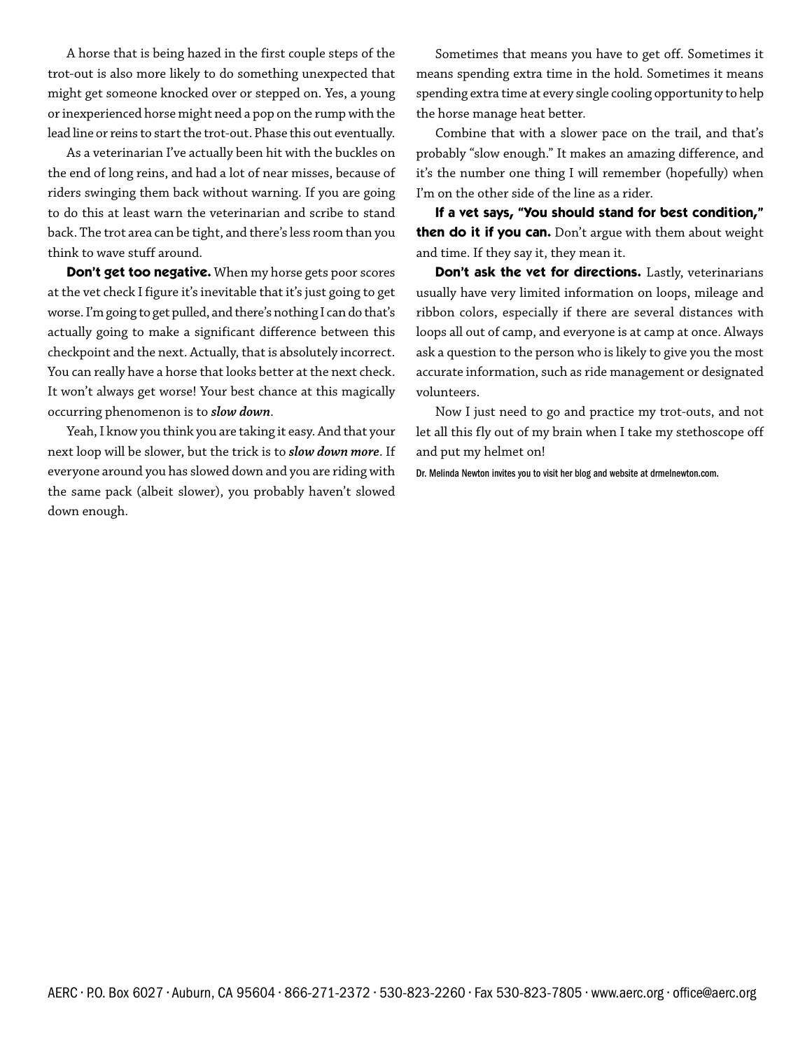A horse that is being hazed in the first couple steps of the trot-out is also more likely to do something unexpected that might get someone knocked over or stepped on. Yes, a young or inexperienced horse might need a pop on the rump with the lead line or reins to start the trot-out. Phase this out eventually.

As a veterinarian I've actually been hit with the buckles on the end of long reins, and had a lot of near misses, because of riders swinging them back without warning. If you are going to do this at least warn the veterinarian and scribe to stand back. The trot area can be tight, and there's less room than you think to wave stuff around.

**Don't get too negative.** When my horse gets poor scores at the vet check I figure it's inevitable that it's just going to get worse. I'm going to get pulled, and there's nothing I can do that's actually going to make a significant difference between this checkpoint and the next. Actually, that is absolutely incorrect. You can really have a horse that looks better at the next check. It won't always get worse! Your best chance at this magically occurring phenomenon is to ***slow down***.

Yeah, I know you think you are taking it easy. And that your next loop will be slower, but the trick is to ***slow down more***. If everyone around you has slowed down and you are riding with the same pack (albeit slower), you probably haven't slowed down enough.

Sometimes that means you have to get off. Sometimes it means spending extra time in the hold. Sometimes it means spending extra time at every single cooling opportunity to help the horse manage heat better.

Combine that with a slower pace on the trail, and that's probably "slow enough." It makes an amazing difference, and it's the number one thing I will remember (hopefully) when I'm on the other side of the line as a rider.

**If a vet says, "You should stand for best condition," then do it if you can.** Don't argue with them about weight and time. If they say it, they mean it.

**Don't ask the vet for directions.** Lastly, veterinarians usually have very limited information on loops, mileage and ribbon colors, especially if there are several distances with loops all out of camp, and everyone is at camp at once. Always ask a question to the person who is likely to give you the most accurate information, such as ride management or designated volunteers.

Now I just need to go and practice my trot-outs, and not let all this fly out of my brain when I take my stethoscope off and put my helmet on!

Dr. Melinda Newton invites you to visit her blog and website at drmelnewton.com.

AERC · P.O. Box 6027 · Auburn, CA 95604 · 866-271-2372 · 530-823-2260 · Fax 530-823-7805 · www.aerc.org · office@aerc.org